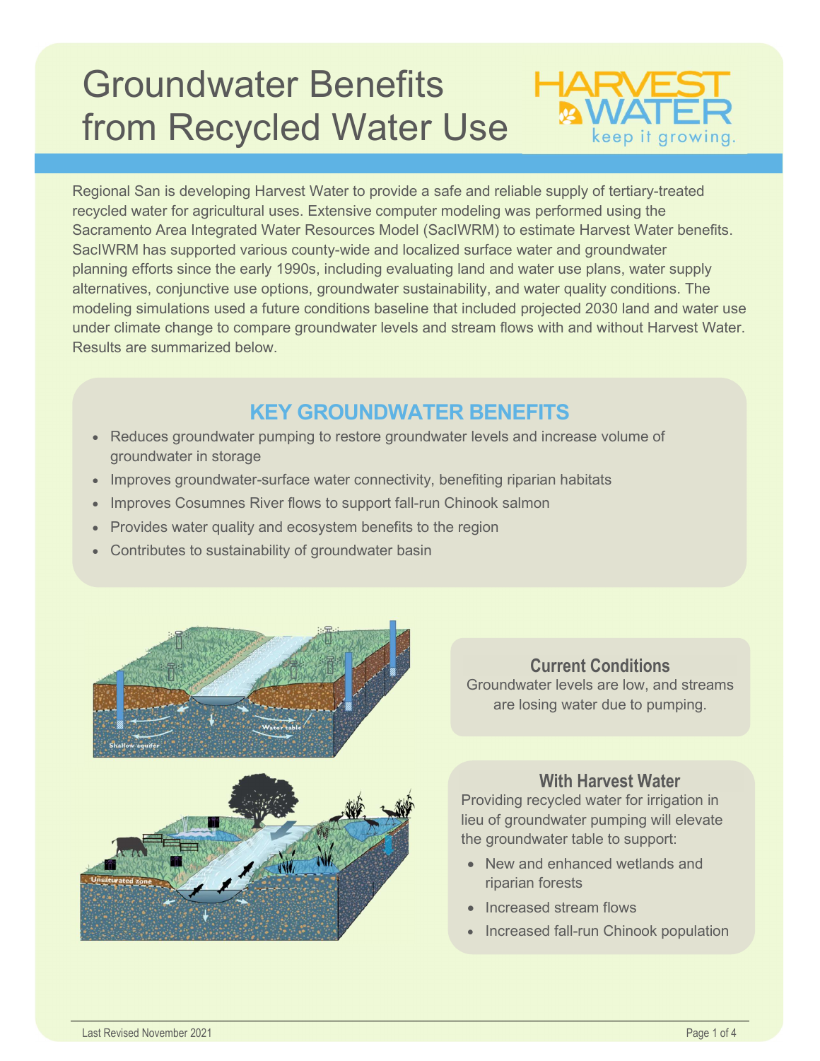# Groundwater Benefits from Recycled Water Use

Regional San is developing Harvest Water to provide a safe and reliable supply of tertiary-treated recycled water for agricultural uses. Extensive computer modeling was performed using the Sacramento Area Integrated Water Resources Model (SacIWRM) to estimate Harvest Water benefits. SacIWRM has supported various county-wide and localized surface water and groundwater planning efforts since the early 1990s, including evaluating land and water use plans, water supply alternatives, conjunctive use options, groundwater sustainability, and water quality conditions. The modeling simulations used a future conditions baseline that included projected 2030 land and water use under climate change to compare groundwater levels and stream flows with and without Harvest Water. Results are summarized below.

## KEY GROUNDWATER BENEFITS

- Reduces groundwater pumping to restore groundwater levels and increase volume of groundwater in storage
- Improves groundwater-surface water connectivity, benefiting riparian habitats
- Improves Cosumnes River flows to support fall-run Chinook salmon
- Provides water quality and ecosystem benefits to the region
- Contributes to sustainability of groundwater basin

### Current Conditions

Groundwater levels are low, and streams are losing water due to pumping.

### With Harvest Water

Providing recycled water for irrigation in lieu of groundwater pumping will elevate the groundwater table to support:

- New and enhanced wetlands and riparian forests
- Increased stream flows
- Increased fall-run Chinook population

Last Revised November 2021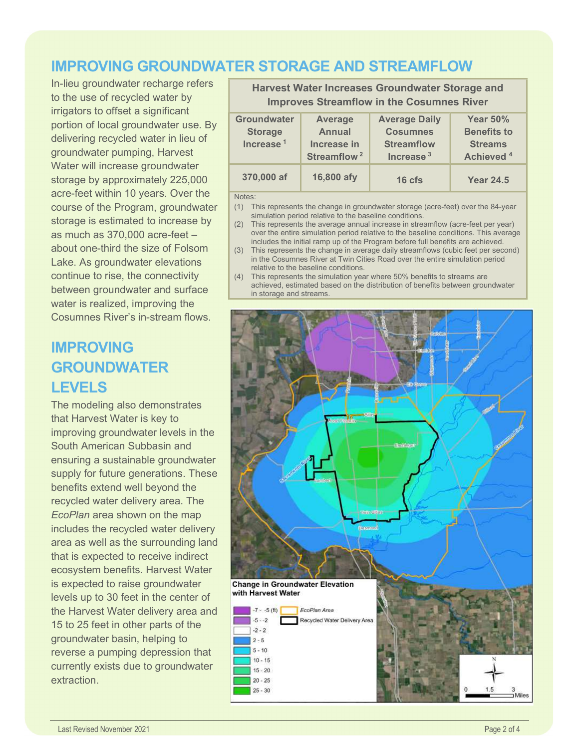## IMPROVING GROUNDWATER STORAGE AND STREAMFLOW

In-lieu groundwater recharge refers to the use of recycled water by irrigators to offset a significant portion of local groundwater use. By delivering recycled water in lieu of groundwater pumping, Harvest Water will increase groundwater storage by approximately 225,000 acre-feet within 10 years. Over the course of the Program, groundwater storage is estimated to increase by as much as 370,000 acre-feet – about one-third the size of Folsom Lake. As groundwater elevations continue to rise, the connectivity between groundwater and surface water is realized, improving the Cosumnes River's in-stream flows.

**Harvest Water Increases Groundwater Storage and Improves Streamflow in the Cosumnes River**

| Groundwater Storage Increase [1] | Average Annual Increase in Streamflow [2] | Average Daily Cosumnes Streamflow Increase [3] | Year 50% Benefits to Streams Achieved [4] |
|---|---|---|---|
| 370,000 af | 16,800 afy | 16 cfs | Year 24.5 |

Notes:

1. This represents the change in groundwater storage (acre-feet) over the 84-year simulation period relative to the baseline conditions.
2. This represents the average annual increase in streamflow (acre-feet per year) over the entire simulation period relative to the baseline conditions. This average includes the initial ramp up of the Program before full benefits are achieved.
3. This represents the change in average daily streamflows (cubic feet per second) in the Cosumnes River at Twin Cities Road over the entire simulation period relative to the baseline conditions.
4. This represents the simulation year where 50% benefits to streams are achieved, estimated based on the distribution of benefits between groundwater in storage and streams.

## IMPROVING GROUNDWATER LEVELS

The modeling also demonstrates that Harvest Water is key to improving groundwater levels in the South American Subbasin and ensuring a sustainable groundwater supply for future generations. These benefits extend well beyond the recycled water delivery area. The *EcoPlan* area shown on the map includes the recycled water delivery area as well as the surrounding land that is expected to receive indirect ecosystem benefits. Harvest Water is expected to raise groundwater levels up to 30 feet in the center of the Harvest Water delivery area and 15 to 25 feet in other parts of the groundwater basin, helping to reverse a pumping depression that currently exists due to groundwater extraction.

**Change in Groundwater Elevation with Harvest Water**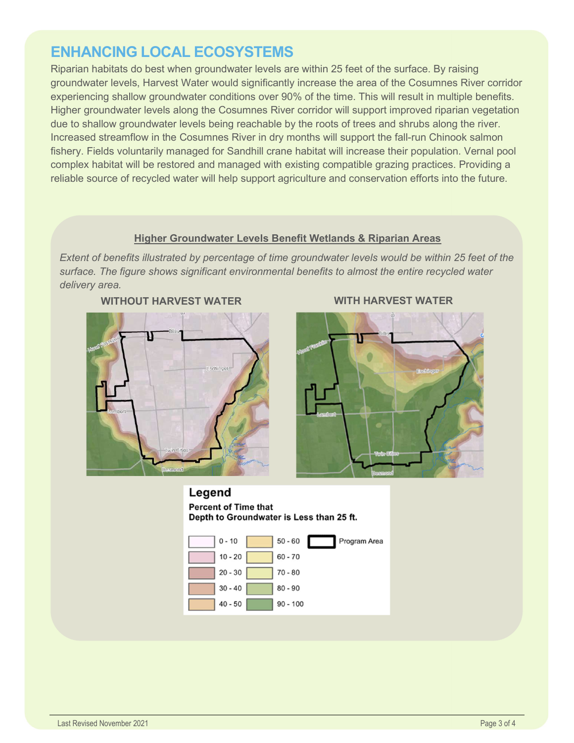# ENHANCING LOCAL ECOSYSTEMS

Riparian habitats do best when groundwater levels are within 25 feet of the surface. By raising groundwater levels, Harvest Water would significantly increase the area of the Cosumnes River corridor experiencing shallow groundwater conditions over 90% of the time. This will result in multiple benefits. Higher groundwater levels along the Cosumnes River corridor will support improved riparian vegetation due to shallow groundwater levels being reachable by the roots of trees and shrubs along the river. Increased streamflow in the Cosumnes River in dry months will support the fall-run Chinook salmon fishery. Fields voluntarily managed for Sandhill crane habitat will increase their population. Vernal pool complex habitat will be restored and managed with existing compatible grazing practices. Providing a reliable source of recycled water will help support agriculture and conservation efforts into the future.

## Higher Groundwater Levels Benefit Wetlands & Riparian Areas

*Extent of benefits illustrated by percentage of time groundwater levels would be within 25 feet of the surface. The figure shows significant environmental benefits to almost the entire recycled water delivery area.*

**WITHOUT HARVEST WATER** | **WITH HARVEST WATER**

**Legend**

**Percent of Time that Depth to Groundwater is Less than 25 ft.**

- 0 - 10
- 10 - 20
- 20 - 30
- 30 - 40
- 40 - 50
- 50 - 60
- 60 - 70
- 70 - 80
- 80 - 90
- 90 - 100
- Program Area

Last Revised November 2021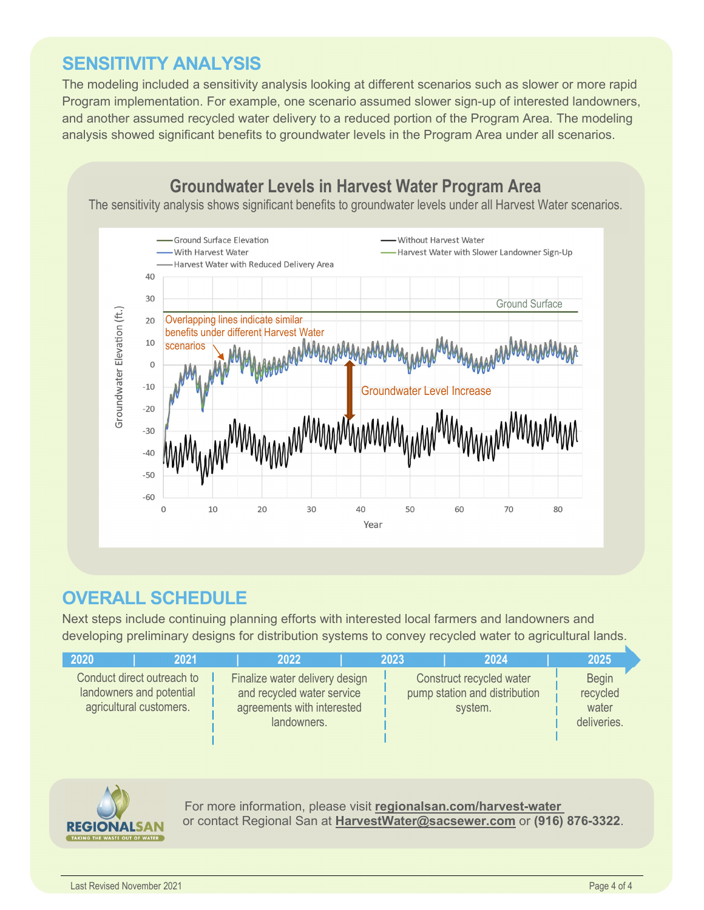## SENSITIVITY ANALYSIS

The modeling included a sensitivity analysis looking at different scenarios such as slower or more rapid Program implementation. For example, one scenario assumed slower sign-up of interested landowners, and another assumed recycled water delivery to a reduced portion of the Program Area. The modeling analysis showed significant benefits to groundwater levels in the Program Area under all scenarios.

### Groundwater Levels in Harvest Water Program Area

The sensitivity analysis shows significant benefits to groundwater levels under all Harvest Water scenarios.

Ground Surface Elevation
With Harvest Water
Harvest Water with Reduced Delivery Area
Without Harvest Water
Harvest Water with Slower Landowner Sign-Up

Ground Surface

Overlapping lines indicate similar benefits under different Harvest Water scenarios

Groundwater Level Increase

Groundwater Elevation (ft.)

40
30
20
10
0
-10
-20
-30
-40
-50
-60

0
10
20
30
40
50
60
70
80

Year

## OVERALL SCHEDULE

Next steps include continuing planning efforts with interested local farmers and landowners and developing preliminary designs for distribution systems to convey recycled water to agricultural lands.

| 2020–2021 | 2021–2022 | 2023–2024 | 2025 |
|---|---|---|---|
| Conduct direct outreach to landowners and potential agricultural customers. | Finalize water delivery design and recycled water service agreements with interested landowners. | Construct recycled water pump station and distribution system. | Begin recycled water deliveries. |

REGIONALSAN
TAKING THE WASTE OUT OF WATER

For more information, please visit **regionalsan.com/harvest-water** or contact Regional San at **HarvestWater@sacsewer.com** or **(916) 876-3322**.

Last Revised November 2021